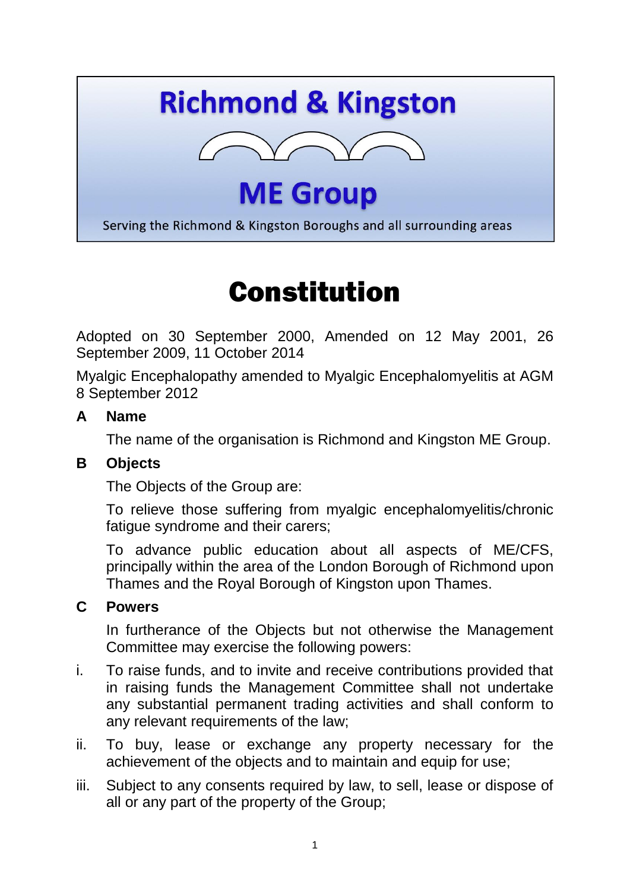# Richmond & Kingston ME Group

Serving the Richmond & Kingston Boroughs and all surrounding areas

# Constitution

Adopted on 30 September 2000, Amended on 12 May 2001, 26 September 2009, 11 October 2014

Myalgic Encephalopathy amended to Myalgic Encephalomyelitis at AGM 8 September 2012

## A Name

The name of the organisation is Richmond and Kingston ME Group.

## B Objects

The Objects of the Group are:

To relieve those suffering from myalgic encephalomyelitis/chronic fatigue syndrome and their carers;

To advance public education about all aspects of ME/CFS, principally within the area of the London Borough of Richmond upon Thames and the Royal Borough of Kingston upon Thames.

## C Powers

In furtherance of the Objects but not otherwise the Management Committee may exercise the following powers:

i. To raise funds, and to invite and receive contributions provided that in raising funds the Management Committee shall not undertake any substantial permanent trading activities and shall conform to any relevant requirements of the law;

ii. To buy, lease or exchange any property necessary for the achievement of the objects and to maintain and equip for use;

iii. Subject to any consents required by law, to sell, lease or dispose of all or any part of the property of the Group;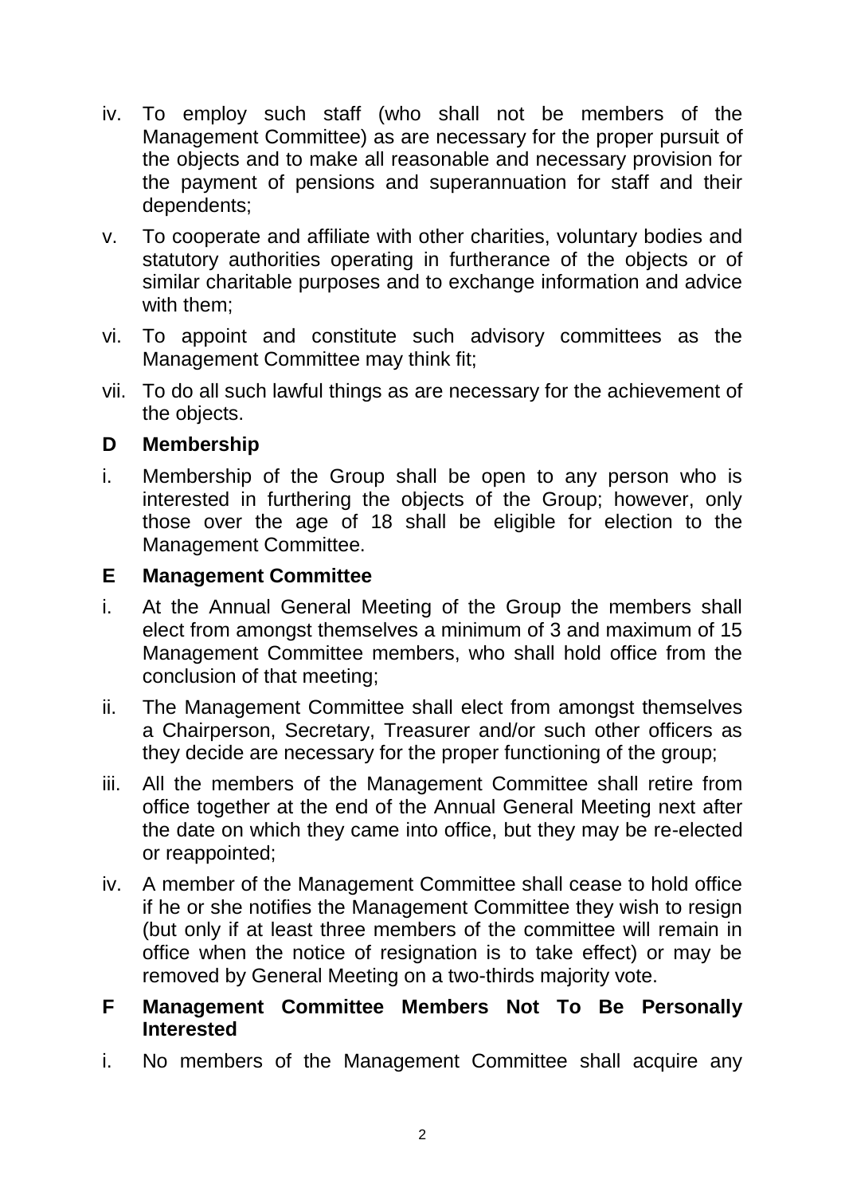iv. To employ such staff (who shall not be members of the Management Committee) as are necessary for the proper pursuit of the objects and to make all reasonable and necessary provision for the payment of pensions and superannuation for staff and their dependents;

v. To cooperate and affiliate with other charities, voluntary bodies and statutory authorities operating in furtherance of the objects or of similar charitable purposes and to exchange information and advice with them;

vi. To appoint and constitute such advisory committees as the Management Committee may think fit;

vii. To do all such lawful things as are necessary for the achievement of the objects.

## D Membership

i. Membership of the Group shall be open to any person who is interested in furthering the objects of the Group; however, only those over the age of 18 shall be eligible for election to the Management Committee.

## E Management Committee

i. At the Annual General Meeting of the Group the members shall elect from amongst themselves a minimum of 3 and maximum of 15 Management Committee members, who shall hold office from the conclusion of that meeting;

ii. The Management Committee shall elect from amongst themselves a Chairperson, Secretary, Treasurer and/or such other officers as they decide are necessary for the proper functioning of the group;

iii. All the members of the Management Committee shall retire from office together at the end of the Annual General Meeting next after the date on which they came into office, but they may be re-elected or reappointed;

iv. A member of the Management Committee shall cease to hold office if he or she notifies the Management Committee they wish to resign (but only if at least three members of the committee will remain in office when the notice of resignation is to take effect) or may be removed by General Meeting on a two-thirds majority vote.

## F Management Committee Members Not To Be Personally Interested

i. No members of the Management Committee shall acquire any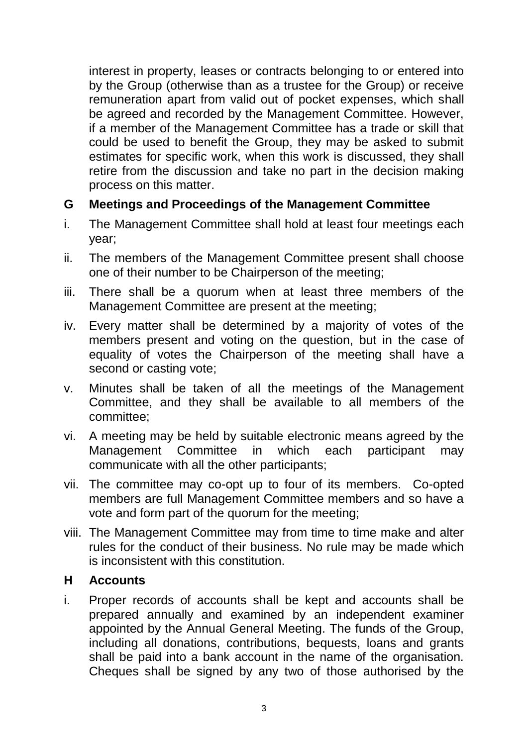interest in property, leases or contracts belonging to or entered into by the Group (otherwise than as a trustee for the Group) or receive remuneration apart from valid out of pocket expenses, which shall be agreed and recorded by the Management Committee. However, if a member of the Management Committee has a trade or skill that could be used to benefit the Group, they may be asked to submit estimates for specific work, when this work is discussed, they shall retire from the discussion and take no part in the decision making process on this matter.

## G Meetings and Proceedings of the Management Committee

i. The Management Committee shall hold at least four meetings each year;

ii. The members of the Management Committee present shall choose one of their number to be Chairperson of the meeting;

iii. There shall be a quorum when at least three members of the Management Committee are present at the meeting;

iv. Every matter shall be determined by a majority of votes of the members present and voting on the question, but in the case of equality of votes the Chairperson of the meeting shall have a second or casting vote;

v. Minutes shall be taken of all the meetings of the Management Committee, and they shall be available to all members of the committee;

vi. A meeting may be held by suitable electronic means agreed by the Management Committee in which each participant may communicate with all the other participants;

vii. The committee may co-opt up to four of its members. Co-opted members are full Management Committee members and so have a vote and form part of the quorum for the meeting;

viii. The Management Committee may from time to time make and alter rules for the conduct of their business. No rule may be made which is inconsistent with this constitution.

## H Accounts

i. Proper records of accounts shall be kept and accounts shall be prepared annually and examined by an independent examiner appointed by the Annual General Meeting. The funds of the Group, including all donations, contributions, bequests, loans and grants shall be paid into a bank account in the name of the organisation. Cheques shall be signed by any two of those authorised by the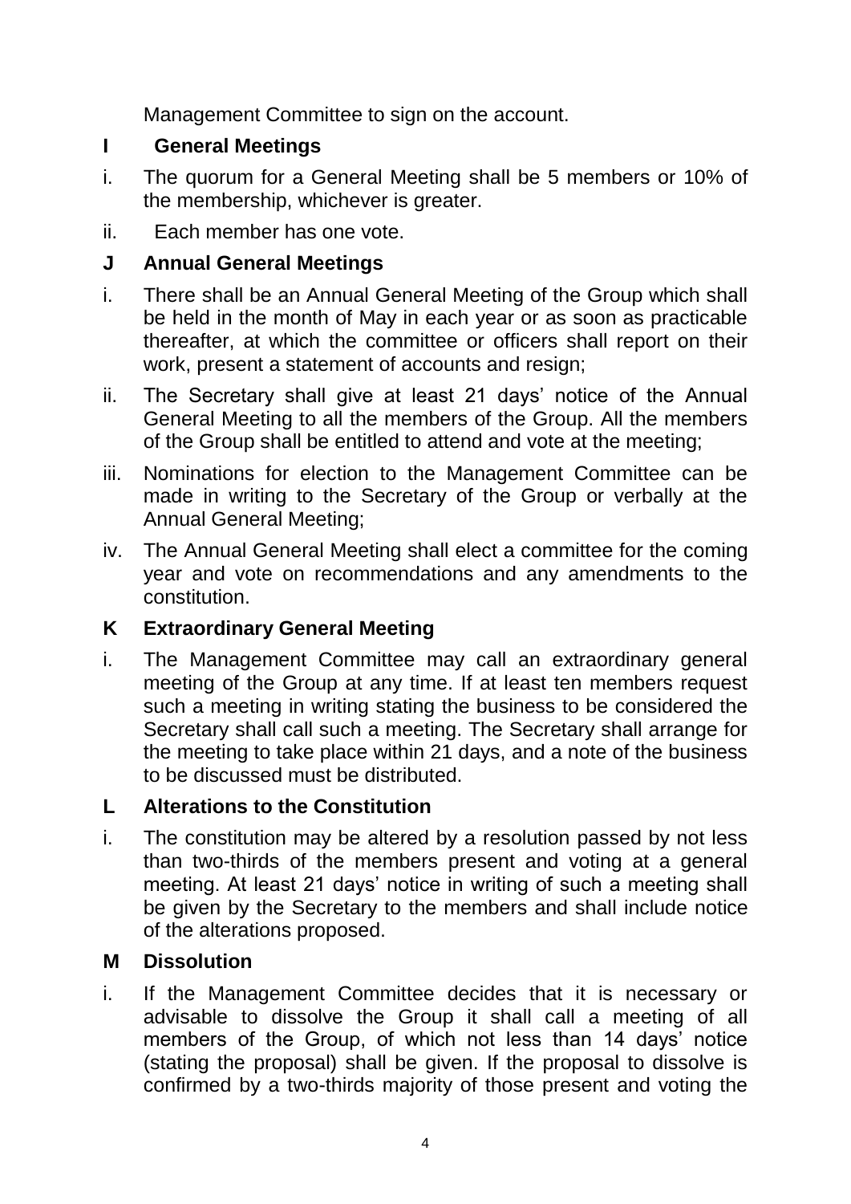Management Committee to sign on the account.

## I General Meetings

i. The quorum for a General Meeting shall be 5 members or 10% of the membership, whichever is greater.

ii. Each member has one vote.

## J Annual General Meetings

i. There shall be an Annual General Meeting of the Group which shall be held in the month of May in each year or as soon as practicable thereafter, at which the committee or officers shall report on their work, present a statement of accounts and resign;

ii. The Secretary shall give at least 21 days' notice of the Annual General Meeting to all the members of the Group. All the members of the Group shall be entitled to attend and vote at the meeting;

iii. Nominations for election to the Management Committee can be made in writing to the Secretary of the Group or verbally at the Annual General Meeting;

iv. The Annual General Meeting shall elect a committee for the coming year and vote on recommendations and any amendments to the constitution.

## K Extraordinary General Meeting

i. The Management Committee may call an extraordinary general meeting of the Group at any time. If at least ten members request such a meeting in writing stating the business to be considered the Secretary shall call such a meeting. The Secretary shall arrange for the meeting to take place within 21 days, and a note of the business to be discussed must be distributed.

## L Alterations to the Constitution

i. The constitution may be altered by a resolution passed by not less than two-thirds of the members present and voting at a general meeting. At least 21 days' notice in writing of such a meeting shall be given by the Secretary to the members and shall include notice of the alterations proposed.

## M Dissolution

i. If the Management Committee decides that it is necessary or advisable to dissolve the Group it shall call a meeting of all members of the Group, of which not less than 14 days' notice (stating the proposal) shall be given. If the proposal to dissolve is confirmed by a two-thirds majority of those present and voting the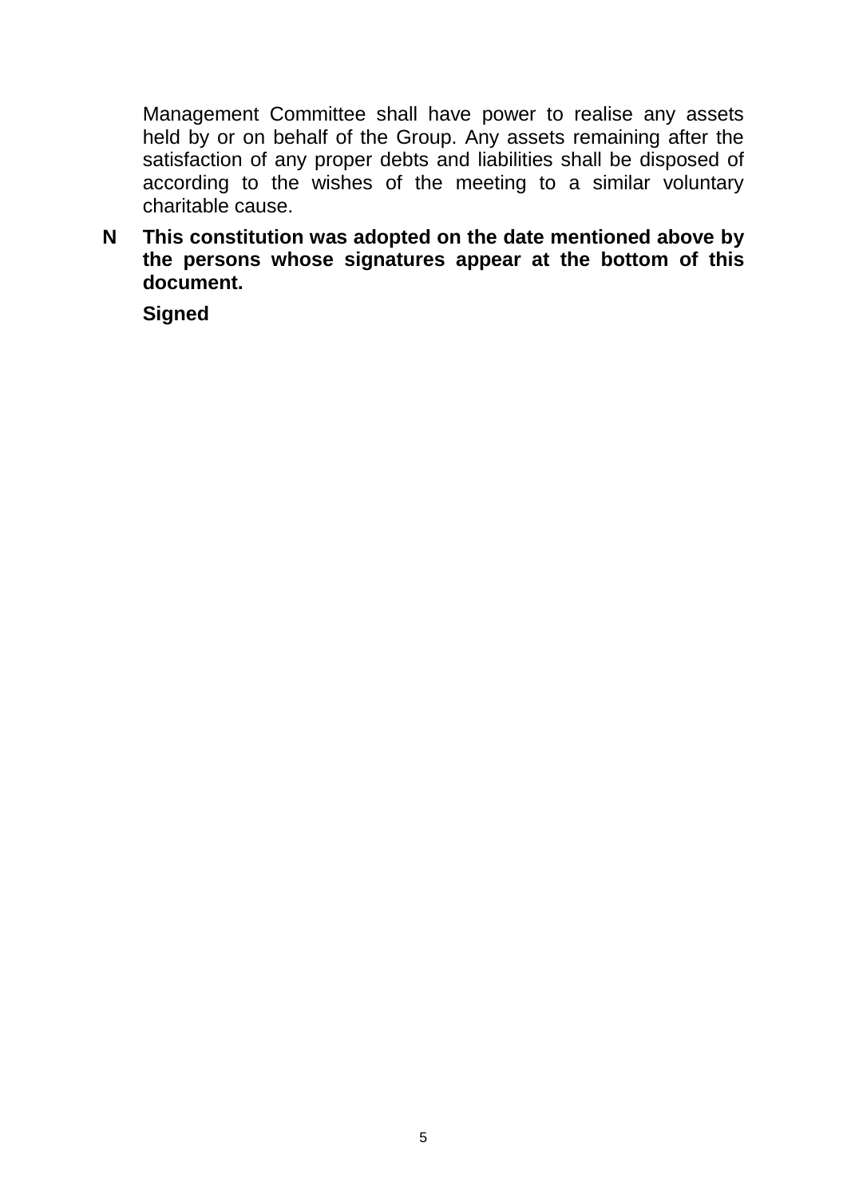Management Committee shall have power to realise any assets held by or on behalf of the Group. Any assets remaining after the satisfaction of any proper debts and liabilities shall be disposed of according to the wishes of the meeting to a similar voluntary charitable cause.

**N** **This constitution was adopted on the date mentioned above by the persons whose signatures appear at the bottom of this document.**

**Signed**